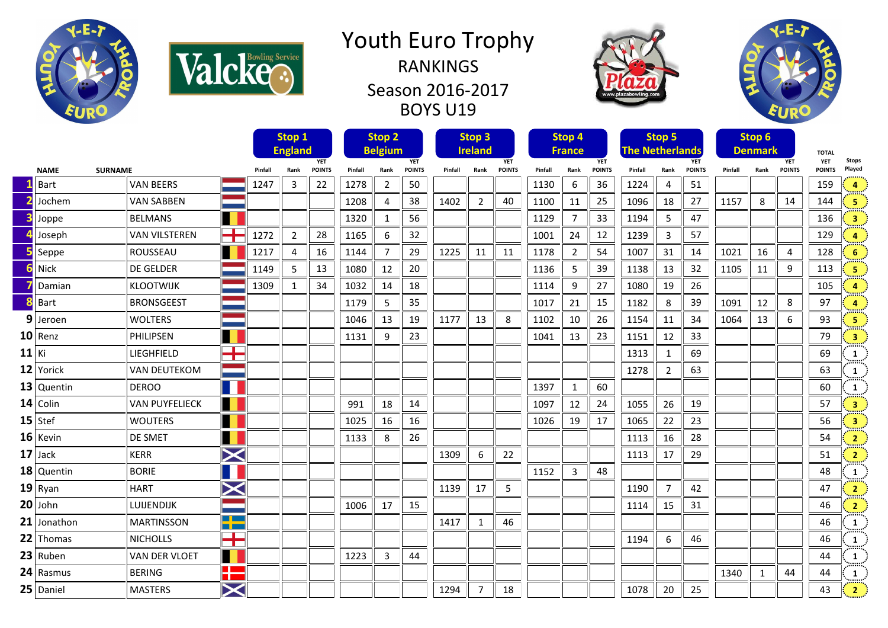# Youth Euro Trophy

## RANKINGS

## Season 2016-2017

## BOYS U19

| | NAME | SURNAME | | Stop 1 England Pinfall | Rank | YET POINTS | Stop 2 Belgium Pinfall | Rank | YET POINTS | Stop 3 Ireland Pinfall | Rank | YET POINTS | Stop 4 France Pinfall | Rank | YET POINTS | Stop 5 The Netherlands Pinfall | Rank | YET POINTS | Stop 6 Denmark Pinfall | Rank | YET POINTS | TOTAL YET POINTS | Stops Played |
|---|---|---|---|---|---|---|---|---|---|---|---|---|---|---|---|---|---|---|---|---|---|---|---|
| 1 | Bart | VAN BEERS | | 1247 | 3 | 22 | 1278 | 2 | 50 | | | | 1130 | 6 | 36 | 1224 | 4 | 51 | | | | 159 | 4 |
| 2 | Jochem | VAN SABBEN | | | | | 1208 | 4 | 38 | 1402 | 2 | 40 | 1100 | 11 | 25 | 1096 | 18 | 27 | 1157 | 8 | 14 | 144 | 5 |
| 3 | Joppe | BELMANS | | | | | 1320 | 1 | 56 | | | | 1129 | 7 | 33 | 1194 | 5 | 47 | | | | 136 | 3 |
| 4 | Joseph | VAN VILSTEREN | | 1272 | 2 | 28 | 1165 | 6 | 32 | | | | 1001 | 24 | 12 | 1239 | 3 | 57 | | | | 129 | 4 |
| 5 | Seppe | ROUSSEAU | | 1217 | 4 | 16 | 1144 | 7 | 29 | 1225 | 11 | 11 | 1178 | 2 | 54 | 1007 | 31 | 14 | 1021 | 16 | 4 | 128 | 6 |
| 6 | Nick | DE GELDER | | 1149 | 5 | 13 | 1080 | 12 | 20 | | | | 1136 | 5 | 39 | 1138 | 13 | 32 | 1105 | 11 | 9 | 113 | 5 |
| 7 | Damian | KLOOTWIJK | | 1309 | 1 | 34 | 1032 | 14 | 18 | | | | 1114 | 9 | 27 | 1080 | 19 | 26 | | | | 105 | 4 |
| 8 | Bart | BRONSGEEST | | | | | 1179 | 5 | 35 | | | | 1017 | 21 | 15 | 1182 | 8 | 39 | 1091 | 12 | 8 | 97 | 4 |
| 9 | Jeroen | WOLTERS | | | | | 1046 | 13 | 19 | 1177 | 13 | 8 | 1102 | 10 | 26 | 1154 | 11 | 34 | 1064 | 13 | 6 | 93 | 5 |
| 10 | Renz | PHILIPSEN | | | | | 1131 | 9 | 23 | | | | 1041 | 13 | 23 | 1151 | 12 | 33 | | | | 79 | 3 |
| 11 | Ki | LIEGHFIELD | | | | | | | | | | | | | | 1313 | 1 | 69 | | | | 69 | 1 |
| 12 | Yorick | VAN DEUTEKOM | | | | | | | | | | | | | | 1278 | 2 | 63 | | | | 63 | 1 |
| 13 | Quentin | DEROO | | | | | | | | | | | 1397 | 1 | 60 | | | | | | | 60 | 1 |
| 14 | Colin | VAN PUYFELIECK | | | | | 991 | 18 | 14 | | | | 1097 | 12 | 24 | 1055 | 26 | 19 | | | | 57 | 3 |
| 15 | Stef | WOUTERS | | | | | 1025 | 16 | 16 | | | | 1026 | 19 | 17 | 1065 | 22 | 23 | | | | 56 | 3 |
| 16 | Kevin | DE SMET | | | | | 1133 | 8 | 26 | | | | | | | 1113 | 16 | 28 | | | | 54 | 2 |
| 17 | Jack | KERR | | | | | | | | 1309 | 6 | 22 | | | | 1113 | 17 | 29 | | | | 51 | 2 |
| 18 | Quentin | BORIE | | | | | | | | | | | 1152 | 3 | 48 | | | | | | | 48 | 1 |
| 19 | Ryan | HART | | | | | | | | 1139 | 17 | 5 | | | | 1190 | 7 | 42 | | | | 47 | 2 |
| 20 | John | LUIJENDIJK | | | | | 1006 | 17 | 15 | | | | | | | 1114 | 15 | 31 | | | | 46 | 2 |
| 21 | Jonathon | MARTINSSON | | | | | | | | 1417 | 1 | 46 | | | | | | | | | | 46 | 1 |
| 22 | Thomas | NICHOLLS | | | | | | | | | | | | | | 1194 | 6 | 46 | | | | 46 | 1 |
| 23 | Ruben | VAN DER VLOET | | | | | 1223 | 3 | 44 | | | | | | | | | | | | | 44 | 1 |
| 24 | Rasmus | BERING | | | | | | | | | | | | | | | | | 1340 | 1 | 44 | 44 | 1 |
| 25 | Daniel | MASTERS | | | | | | | | 1294 | 7 | 18 | | | | 1078 | 20 | 25 | | | | 43 | 2 |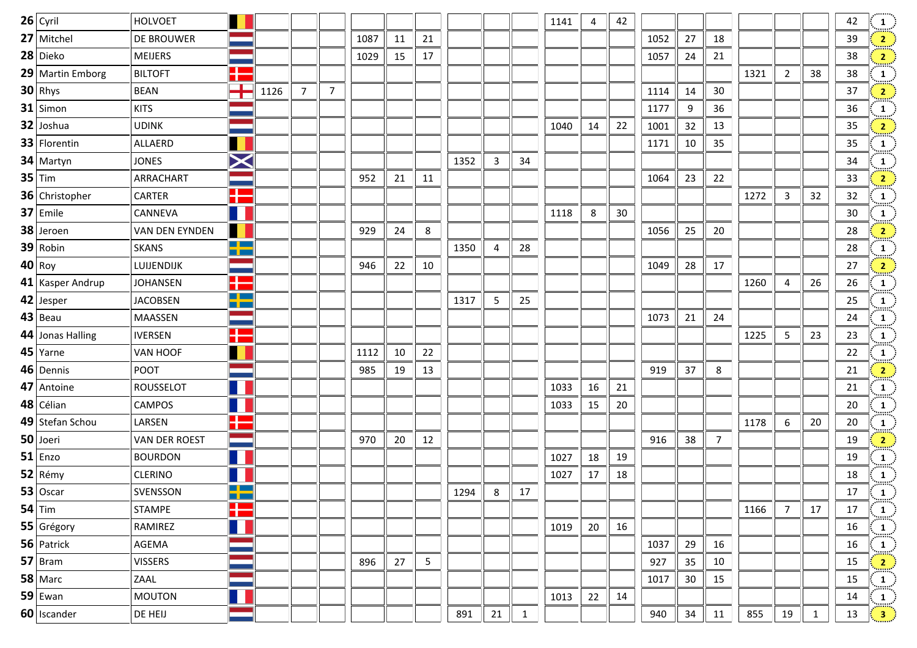| # | First name | Last name | | | | | | | | | | | | | | | | | | | Total | Count |
|---|---|---|---|---|---|---|---|---|---|---|---|---|---|---|---|---|---|---|---|---|---|---|
| 26 | Cyril | HOLVOET | | | | | | | | | | | 1141 | 4 | 42 | | | | | | | 42 | 1 |
| 27 | Mitchel | DE BROUWER | | | | | 1087 | 11 | 21 | | | | | | | 1052 | 27 | 18 | | | | 39 | 2 |
| 28 | Dieko | MEIJERS | | | | | 1029 | 15 | 17 | | | | | | | 1057 | 24 | 21 | | | | 38 | 2 |
| 29 | Martin Emborg | BILTOFT | | | | | | | | | | | | | | | | | 1321 | 2 | 38 | 38 | 1 |
| 30 | Rhys | BEAN | | 1126 | 7 | 7 | | | | | | | | | | 1114 | 14 | 30 | | | | 37 | 2 |
| 31 | Simon | KITS | | | | | | | | | | | | | | 1177 | 9 | 36 | | | | 36 | 1 |
| 32 | Joshua | UDINK | | | | | | | | | | | 1040 | 14 | 22 | 1001 | 32 | 13 | | | | 35 | 2 |
| 33 | Florentin | ALLAERD | | | | | | | | | | | | | | 1171 | 10 | 35 | | | | 35 | 1 |
| 34 | Martyn | JONES | | | | | | | | 1352 | 3 | 34 | | | | | | | | | | 34 | 1 |
| 35 | Tim | ARRACHART | | | | | 952 | 21 | 11 | | | | | | | 1064 | 23 | 22 | | | | 33 | 2 |
| 36 | Christopher | CARTER | | | | | | | | | | | | | | | | | 1272 | 3 | 32 | 32 | 1 |
| 37 | Emile | CANNEVA | | | | | | | | | | | 1118 | 8 | 30 | | | | | | | 30 | 1 |
| 38 | Jeroen | VAN DEN EYNDEN | | | | | 929 | 24 | 8 | | | | | | | 1056 | 25 | 20 | | | | 28 | 2 |
| 39 | Robin | SKANS | | | | | | | | 1350 | 4 | 28 | | | | | | | | | | 28 | 1 |
| 40 | Roy | LUIJENDIJK | | | | | 946 | 22 | 10 | | | | | | | 1049 | 28 | 17 | | | | 27 | 2 |
| 41 | Kasper Andrup | JOHANSEN | | | | | | | | | | | | | | | | | 1260 | 4 | 26 | 26 | 1 |
| 42 | Jesper | JACOBSEN | | | | | | | | 1317 | 5 | 25 | | | | | | | | | | 25 | 1 |
| 43 | Beau | MAASSEN | | | | | | | | | | | | | | 1073 | 21 | 24 | | | | 24 | 1 |
| 44 | Jonas Halling | IVERSEN | | | | | | | | | | | | | | | | | 1225 | 5 | 23 | 23 | 1 |
| 45 | Yarne | VAN HOOF | | | | | 1112 | 10 | 22 | | | | | | | | | | | | | 22 | 1 |
| 46 | Dennis | POOT | | | | | 985 | 19 | 13 | | | | | | | 919 | 37 | 8 | | | | 21 | 2 |
| 47 | Antoine | ROUSSELOT | | | | | | | | | | | 1033 | 16 | 21 | | | | | | | 21 | 1 |
| 48 | Célian | CAMPOS | | | | | | | | | | | 1033 | 15 | 20 | | | | | | | 20 | 1 |
| 49 | Stefan Schou | LARSEN | | | | | | | | | | | | | | | | | 1178 | 6 | 20 | 20 | 1 |
| 50 | Joeri | VAN DER ROEST | | | | | 970 | 20 | 12 | | | | | | | 916 | 38 | 7 | | | | 19 | 2 |
| 51 | Enzo | BOURDON | | | | | | | | | | | 1027 | 18 | 19 | | | | | | | 19 | 1 |
| 52 | Rémy | CLERINO | | | | | | | | | | | 1027 | 17 | 18 | | | | | | | 18 | 1 |
| 53 | Oscar | SVENSSON | | | | | | | | 1294 | 8 | 17 | | | | | | | | | | 17 | 1 |
| 54 | Tim | STAMPE | | | | | | | | | | | | | | | | | 1166 | 7 | 17 | 17 | 1 |
| 55 | Grégory | RAMIREZ | | | | | | | | | | | 1019 | 20 | 16 | | | | | | | 16 | 1 |
| 56 | Patrick | AGEMA | | | | | | | | | | | | | | 1037 | 29 | 16 | | | | 16 | 1 |
| 57 | Bram | VISSERS | | | | | 896 | 27 | 5 | | | | | | | 927 | 35 | 10 | | | | 15 | 2 |
| 58 | Marc | ZAAL | | | | | | | | | | | | | | 1017 | 30 | 15 | | | | 15 | 1 |
| 59 | Ewan | MOUTON | | | | | | | | | | | 1013 | 22 | 14 | | | | | | | 14 | 1 |
| 60 | Iscander | DE HEIJ | | | | | | | | 891 | 21 | 1 | | | | 940 | 34 | 11 | 855 | 19 | 1 | 13 | 3 |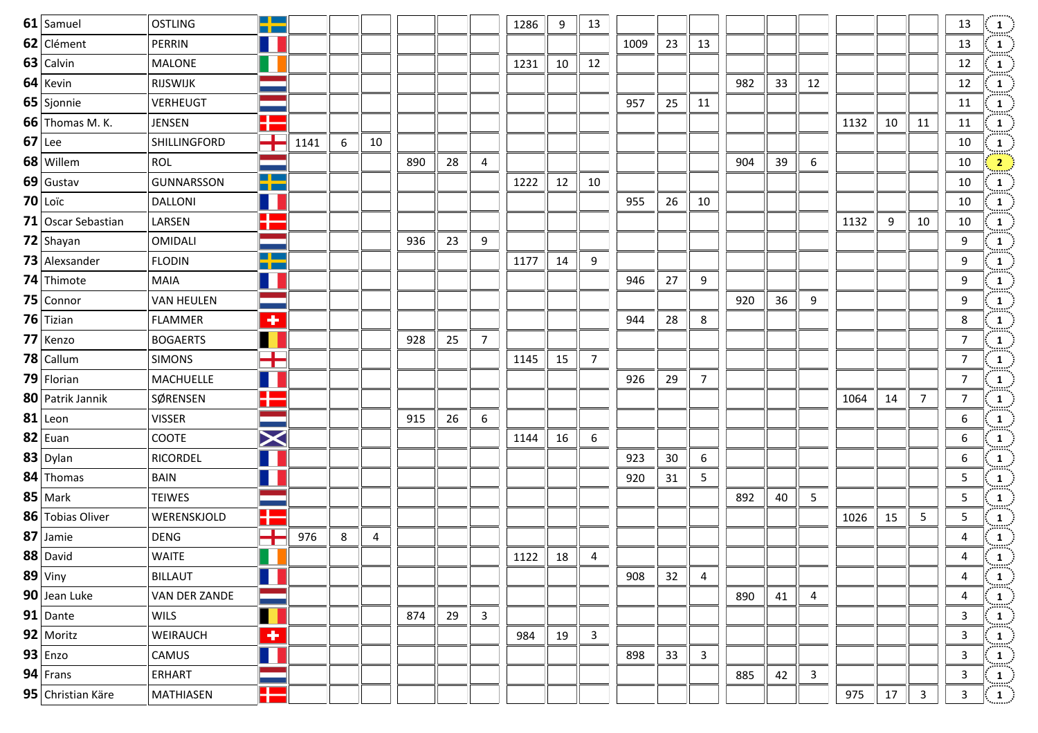| | | | | | | | | | | | | | | | | | | | | | | |
|---|---|---|---|---|---|---|---|---|---|---|---|---|---|---|---|---|---|---|---|---|---|---|
| 61 | Samuel | OSTLING | | | | | | | 1286 | 9 | 13 | | | | | | | | | | 13 | 1 |
| 62 | Clément | PERRIN | | | | | | | | | | 1009 | 23 | 13 | | | | | | | 13 | 1 |
| 63 | Calvin | MALONE | | | | | | | 1231 | 10 | 12 | | | | | | | | | | 12 | 1 |
| 64 | Kevin | RIJSWIJK | | | | | | | | | | | | | 982 | 33 | 12 | | | | 12 | 1 |
| 65 | Sjonnie | VERHEUGT | | | | | | | | | | 957 | 25 | 11 | | | | | | | 11 | 1 |
| 66 | Thomas M. K. | JENSEN | | | | | | | | | | | | | | | | 1132 | 10 | 11 | 11 | 1 |
| 67 | Lee | SHILLINGFORD | 1141 | 6 | 10 | | | | | | | | | | | | | | | | 10 | 1 |
| 68 | Willem | ROL | | | | 890 | 28 | 4 | | | | | | | 904 | 39 | 6 | | | | 10 | 2 |
| 69 | Gustav | GUNNARSSON | | | | | | | 1222 | 12 | 10 | | | | | | | | | | 10 | 1 |
| 70 | Loïc | DALLONI | | | | | | | | | | 955 | 26 | 10 | | | | | | | 10 | 1 |
| 71 | Oscar Sebastian | LARSEN | | | | | | | | | | | | | | | | 1132 | 9 | 10 | 10 | 1 |
| 72 | Shayan | OMIDALI | | | | 936 | 23 | 9 | | | | | | | | | | | | | 9 | 1 |
| 73 | Alexsander | FLODIN | | | | | | | 1177 | 14 | 9 | | | | | | | | | | 9 | 1 |
| 74 | Thimote | MAIA | | | | | | | | | | 946 | 27 | 9 | | | | | | | 9 | 1 |
| 75 | Connor | VAN HEULEN | | | | | | | | | | | | | 920 | 36 | 9 | | | | 9 | 1 |
| 76 | Tizian | FLAMMER | | | | | | | | | | 944 | 28 | 8 | | | | | | | 8 | 1 |
| 77 | Kenzo | BOGAERTS | | | | 928 | 25 | 7 | | | | | | | | | | | | | 7 | 1 |
| 78 | Callum | SIMONS | | | | | | | 1145 | 15 | 7 | | | | | | | | | | 7 | 1 |
| 79 | Florian | MACHUELLE | | | | | | | | | | 926 | 29 | 7 | | | | | | | 7 | 1 |
| 80 | Patrik Jannik | SØRENSEN | | | | | | | | | | | | | | | | 1064 | 14 | 7 | 7 | 1 |
| 81 | Leon | VISSER | | | | 915 | 26 | 6 | | | | | | | | | | | | | 6 | 1 |
| 82 | Euan | COOTE | | | | | | | 1144 | 16 | 6 | | | | | | | | | | 6 | 1 |
| 83 | Dylan | RICORDEL | | | | | | | | | | 923 | 30 | 6 | | | | | | | 6 | 1 |
| 84 | Thomas | BAIN | | | | | | | | | | 920 | 31 | 5 | | | | | | | 5 | 1 |
| 85 | Mark | TEIWES | | | | | | | | | | | | | 892 | 40 | 5 | | | | 5 | 1 |
| 86 | Tobias Oliver | WERENSKJOLD | | | | | | | | | | | | | | | | 1026 | 15 | 5 | 5 | 1 |
| 87 | Jamie | DENG | 976 | 8 | 4 | | | | | | | | | | | | | | | | 4 | 1 |
| 88 | David | WAITE | | | | | | | 1122 | 18 | 4 | | | | | | | | | | 4 | 1 |
| 89 | Viny | BILLAUT | | | | | | | | | | 908 | 32 | 4 | | | | | | | 4 | 1 |
| 90 | Jean Luke | VAN DER ZANDE | | | | | | | | | | | | | 890 | 41 | 4 | | | | 4 | 1 |
| 91 | Dante | WILS | | | | 874 | 29 | 3 | | | | | | | | | | | | | 3 | 1 |
| 92 | Moritz | WEIRAUCH | | | | | | | 984 | 19 | 3 | | | | | | | | | | 3 | 1 |
| 93 | Enzo | CAMUS | | | | | | | | | | 898 | 33 | 3 | | | | | | | 3 | 1 |
| 94 | Frans | ERHART | | | | | | | | | | | | | 885 | 42 | 3 | | | | 3 | 1 |
| 95 | Christian Käre | MATHIASEN | | | | | | | | | | | | | | | | 975 | 17 | 3 | 3 | 1 |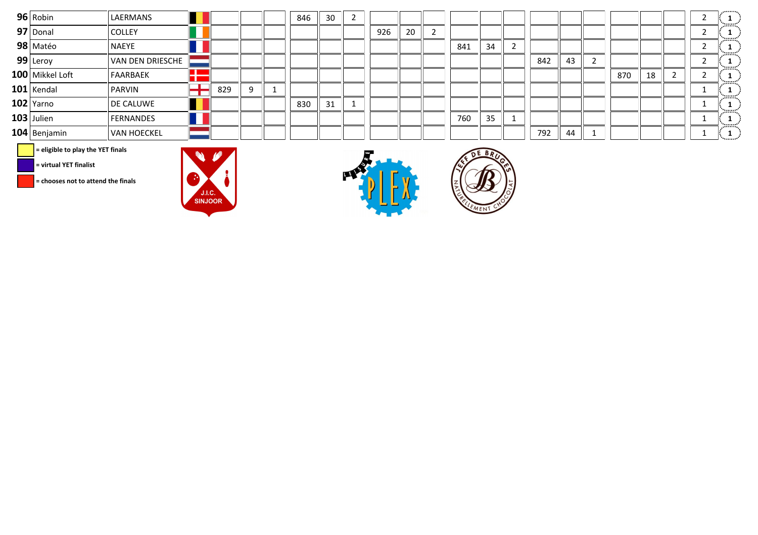| | | | | | | | | | | | | | | | | | | | | | |
|---|---|---|---|---|---|---|---|---|---|---|---|---|---|---|---|---|---|---|---|---|---|
| **96** | Robin | LAERMANS | | | | | 846 | 30 | 2 | | | | | | | | | | | | 2 | 1 |
| **97** | Donal | COLLEY | | | | | | | | 926 | 20 | 2 | | | | | | | | | 2 | 1 |
| **98** | Matéo | NAEYE | | | | | | | | | | | 841 | 34 | 2 | | | | | | 2 | 1 |
| **99** | Leroy | VAN DEN DRIESCHE | | | | | | | | | | | | | | 842 | 43 | 2 | | | 2 | 1 |
| **100** | Mikkel Loft | FAARBAEK | | | | | | | | | | | | | | | | | 870 | 18 | 2 | 2 | 1 |
| **101** | Kendal | PARVIN | | 829 | 9 | 1 | | | | | | | | | | | | | | | 1 | 1 |
| **102** | Yarno | DE CALUWE | | | | | 830 | 31 | 1 | | | | | | | | | | | | 1 | 1 |
| **103** | Julien | FERNANDES | | | | | | | | | | | 760 | 35 | 1 | | | | | | 1 | 1 |
| **104** | Benjamin | VAN HOECKEL | | | | | | | | | | | | | | 792 | 44 | 1 | | | 1 | 1 |

**= eligible to play the YET finals**

**= virtual YET finalist**

**= chooses not to attend the finals**

J.I.C. SINJOOR

LEISURE PLEX

JEFF DE BRUGES NATURELLEMENT CHOCOLAT